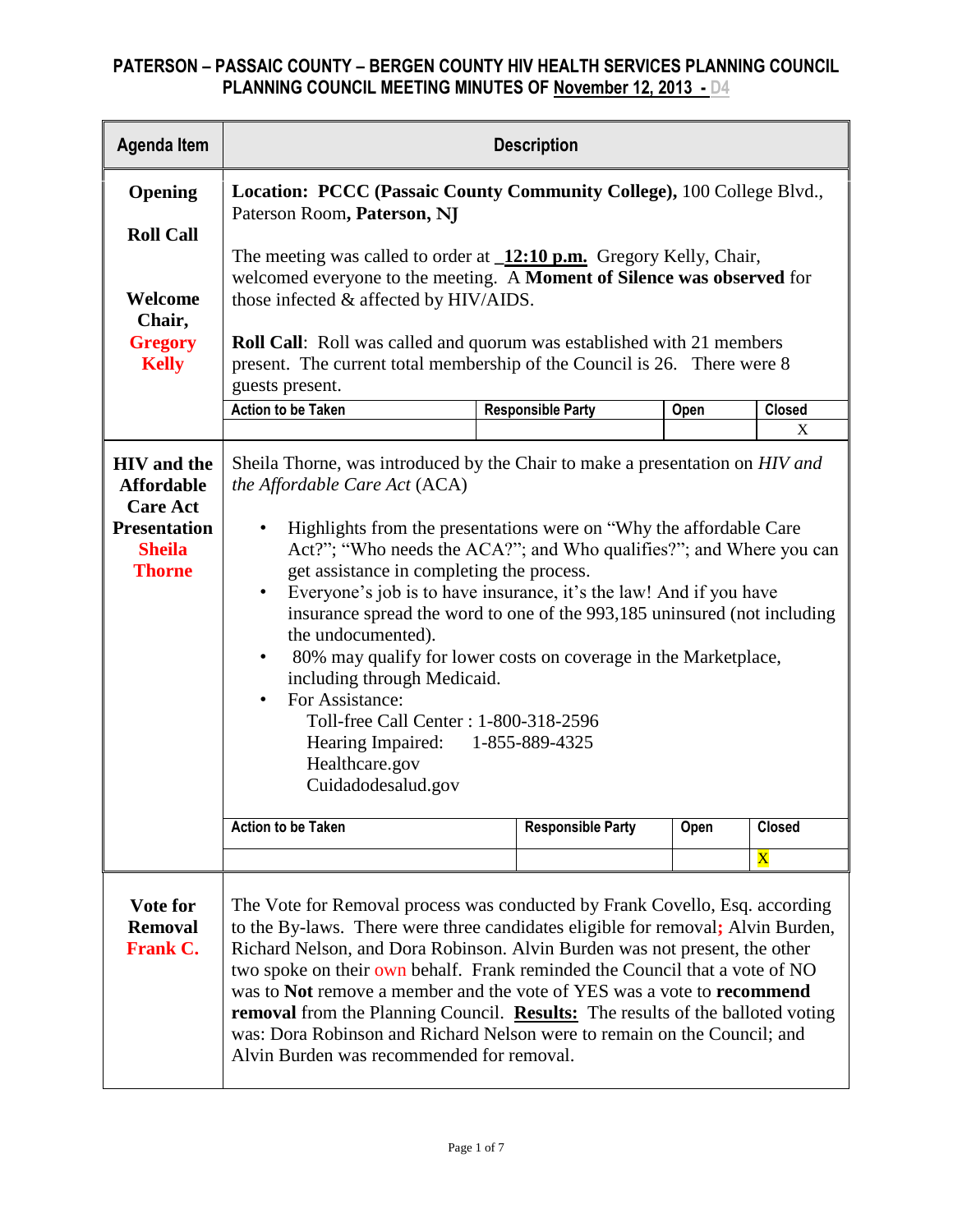# PATERSON – PASSAIC COUNTY – BERGEN COUNTY HIV HEALTH SERVICES PLANNING COUNCIL
## PLANNING COUNCIL MEETING MINUTES OF November 12, 2013 - D4

| Agenda Item | Description |
|---|---|
| **Opening**<br><br>**Roll Call**<br><br>**Welcome Chair, Gregory Kelly** | **Location: PCCC (Passaic County Community College),** 100 College Blvd., Paterson Room**, Paterson, NJ**<br><br>The meeting was called to order at **12:10 p.m.** Gregory Kelly, Chair, welcomed everyone to the meeting. A **Moment of Silence was observed** for those infected & affected by HIV/AIDS.<br><br>**Roll Call**: Roll was called and quorum was established with 21 members present. The current total membership of the Council is 26. There were 8 guests present.<br><br>Action to be Taken: — / Responsible Party: — / Open: — / Closed: X |
| **HIV and the Affordable Care Act Presentation Sheila Thorne** | Sheila Thorne, was introduced by the Chair to make a presentation on *HIV and the Affordable Care Act* (ACA)<br><br>• Highlights from the presentations were on "Why the affordable Care Act?"; "Who needs the ACA?"; and Who qualifies?"; and Where you can get assistance in completing the process.<br>• Everyone's job is to have insurance, it's the law! And if you have insurance spread the word to one of the 993,185 uninsured (not including the undocumented).<br>• 80% may qualify for lower costs on coverage in the Marketplace, including through Medicaid.<br>• For Assistance:<br>Toll-free Call Center : 1-800-318-2596<br>Hearing Impaired: 1-855-889-4325<br>Healthcare.gov<br>Cuidadodesalud.gov<br><br>Action to be Taken: — / Responsible Party: — / Open: — / Closed: X |
| **Vote for Removal Frank C.** | The Vote for Removal process was conducted by Frank Covello, Esq. according to the By-laws. There were three candidates eligible for removal**;** Alvin Burden, Richard Nelson, and Dora Robinson. Alvin Burden was not present, the other two spoke on their own behalf. Frank reminded the Council that a vote of NO was to **Not** remove a member and the vote of YES was a vote to **recommend removal** from the Planning Council. **Results:** The results of the balloted voting was: Dora Robinson and Richard Nelson were to remain on the Council; and Alvin Burden was recommended for removal. |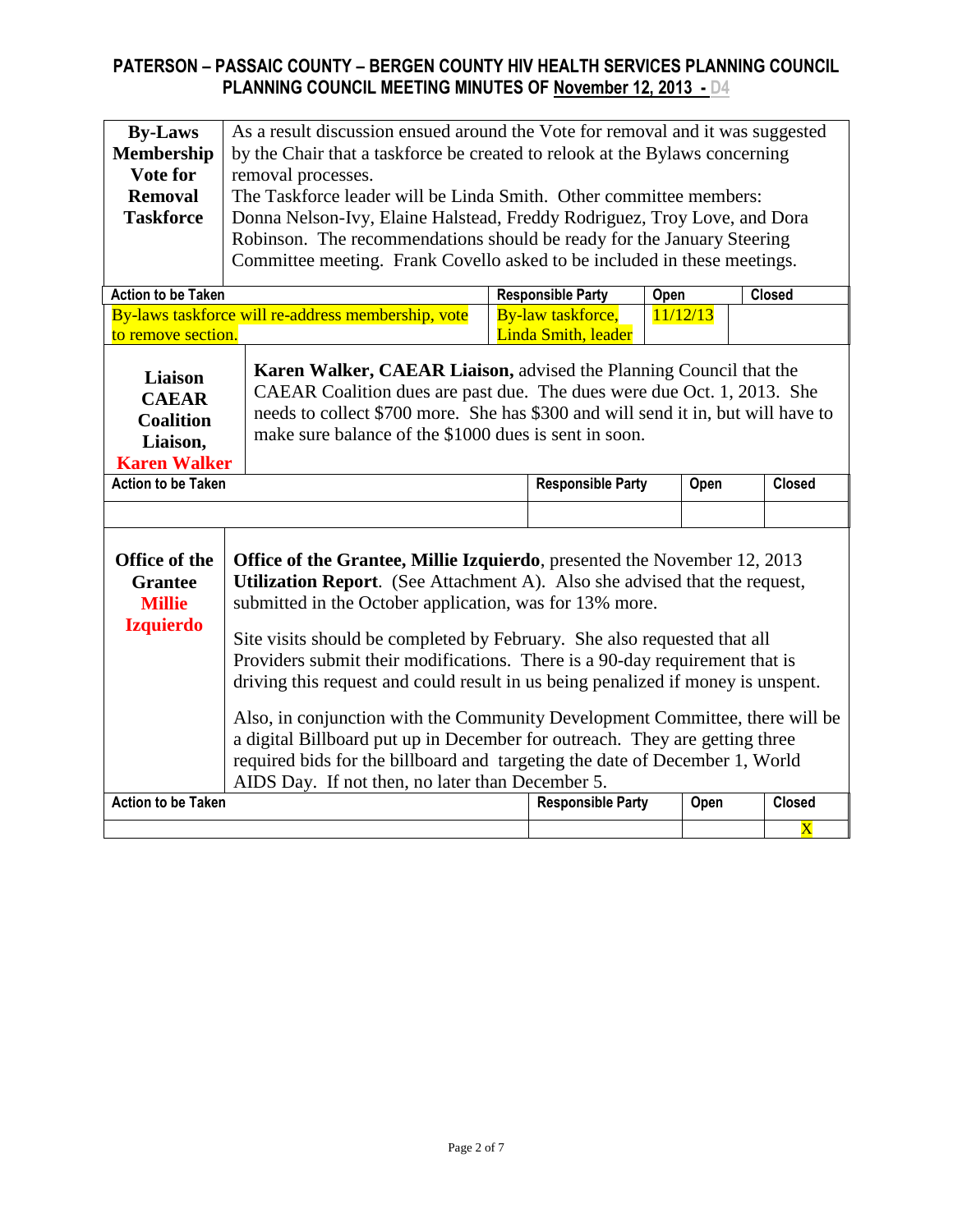| By-Laws Membership Vote for Removal Taskforce | As a result discussion ensued around the Vote for removal and it was suggested by the Chair that a taskforce be created to relook at the Bylaws concerning removal processes. The Taskforce leader will be Linda Smith. Other committee members: Donna Nelson-Ivy, Elaine Halstead, Freddy Rodriguez, Troy Love, and Dora Robinson. The recommendations should be ready for the January Steering Committee meeting. Frank Covello asked to be included in these meetings. | | | |
|---|---|---|---|---|
| **Action to be Taken** | | **Responsible Party** | **Open** | **Closed** |
| By-laws taskforce will re-address membership, vote to remove section. | | By-law taskforce, Linda Smith, leader | 11/12/13 | |

| Liaison CAEAR Coalition Liaison, Karen Walker | **Karen Walker, CAEAR Liaison,** advised the Planning Council that the CAEAR Coalition dues are past due. The dues were due Oct. 1, 2013. She needs to collect $700 more. She has $300 and will send it in, but will have to make sure balance of the $1000 dues is sent in soon. | | | |
|---|---|---|---|---|
| **Action to be Taken** | | **Responsible Party** | **Open** | **Closed** |
| | | | | |

| Office of the Grantee Millie Izquierdo | **Office of the Grantee, Millie Izquierdo**, presented the November 12, 2013 **Utilization Report**. (See Attachment A). Also she advised that the request, submitted in the October application, was for 13% more.<br><br>Site visits should be completed by February. She also requested that all Providers submit their modifications. There is a 90-day requirement that is driving this request and could result in us being penalized if money is unspent.<br><br>Also, in conjunction with the Community Development Committee, there will be a digital Billboard put up in December for outreach. They are getting three required bids for the billboard and targeting the date of December 1, World AIDS Day. If not then, no later than December 5. | | | |
|---|---|---|---|---|
| **Action to be Taken** | | **Responsible Party** | **Open** | **Closed** |
| | | | | X |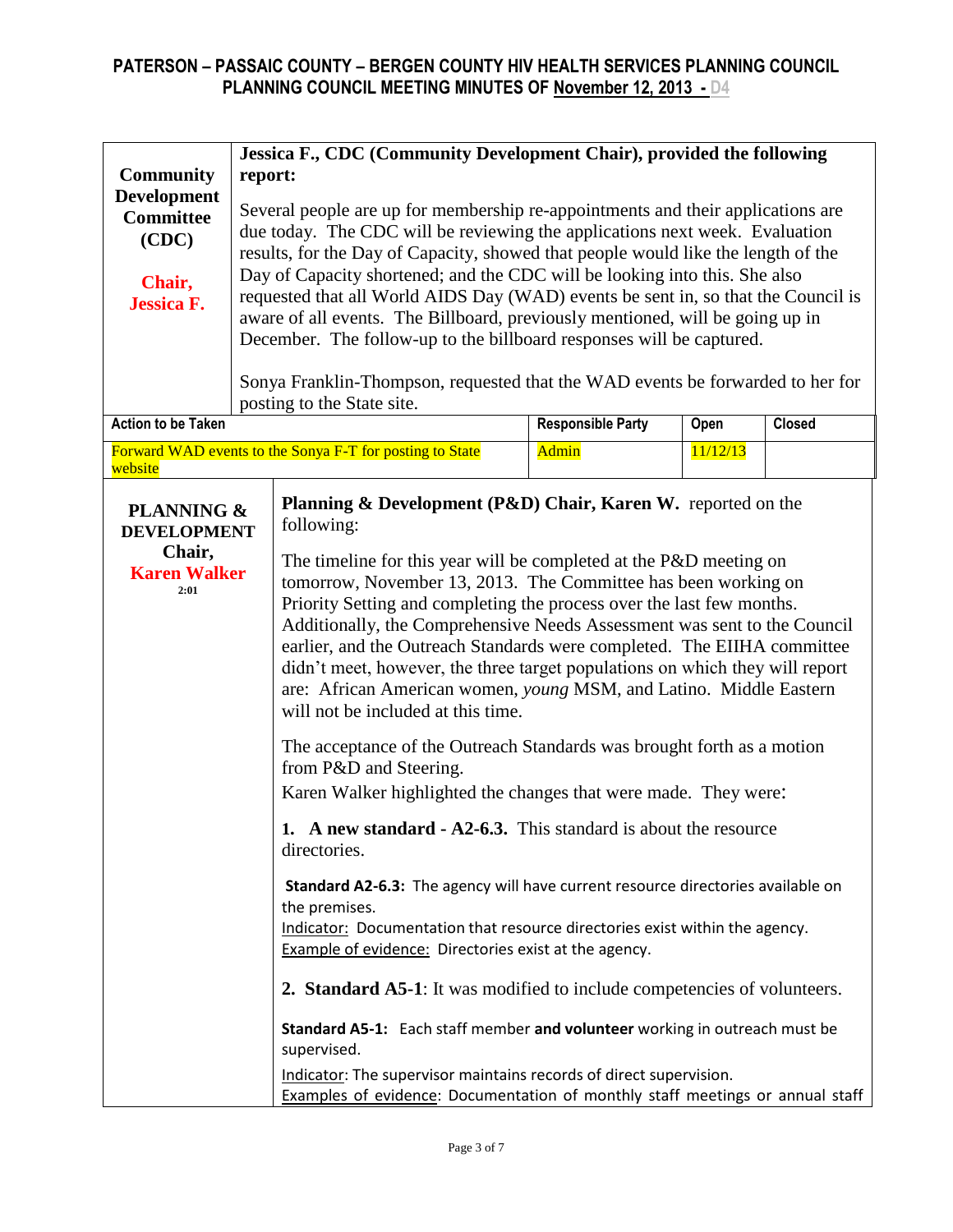| Community Development Committee (CDC) Chair, Jessica F. | **Jessica F., CDC (Community Development Chair), provided the following report:** Several people are up for membership re-appointments and their applications are due today. The CDC will be reviewing the applications next week. Evaluation results, for the Day of Capacity, showed that people would like the length of the Day of Capacity shortened; and the CDC will be looking into this. She also requested that all World AIDS Day (WAD) events be sent in, so that the Council is aware of all events. The Billboard, previously mentioned, will be going up in December. The follow-up to the billboard responses will be captured. Sonya Franklin-Thompson, requested that the WAD events be forwarded to her for posting to the State site. |
|---|---|

| Action to be Taken | Responsible Party | Open | Closed |
|---|---|---|---|
| Forward WAD events to the Sonya F-T for posting to State website | Admin | 11/12/13 | |

**PLANNING & DEVELOPMENT Chair, Karen Walker**
2:01

**Planning & Development (P&D) Chair, Karen W.** reported on the following:

The timeline for this year will be completed at the P&D meeting on tomorrow, November 13, 2013. The Committee has been working on Priority Setting and completing the process over the last few months. Additionally, the Comprehensive Needs Assessment was sent to the Council earlier, and the Outreach Standards were completed. The EIIHA committee didn't meet, however, the three target populations on which they will report are: African American women, *young* MSM, and Latino. Middle Eastern will not be included at this time.

The acceptance of the Outreach Standards was brought forth as a motion from P&D and Steering.

Karen Walker highlighted the changes that were made. They were:

**1. A new standard - A2-6.3.** This standard is about the resource directories.

**Standard A2-6.3:** The agency will have current resource directories available on the premises.
Indicator: Documentation that resource directories exist within the agency.
Example of evidence: Directories exist at the agency.

**2. Standard A5-1**: It was modified to include competencies of volunteers.

**Standard A5-1:** Each staff member **and volunteer** working in outreach must be supervised.

Indicator: The supervisor maintains records of direct supervision.
Examples of evidence: Documentation of monthly staff meetings or annual staff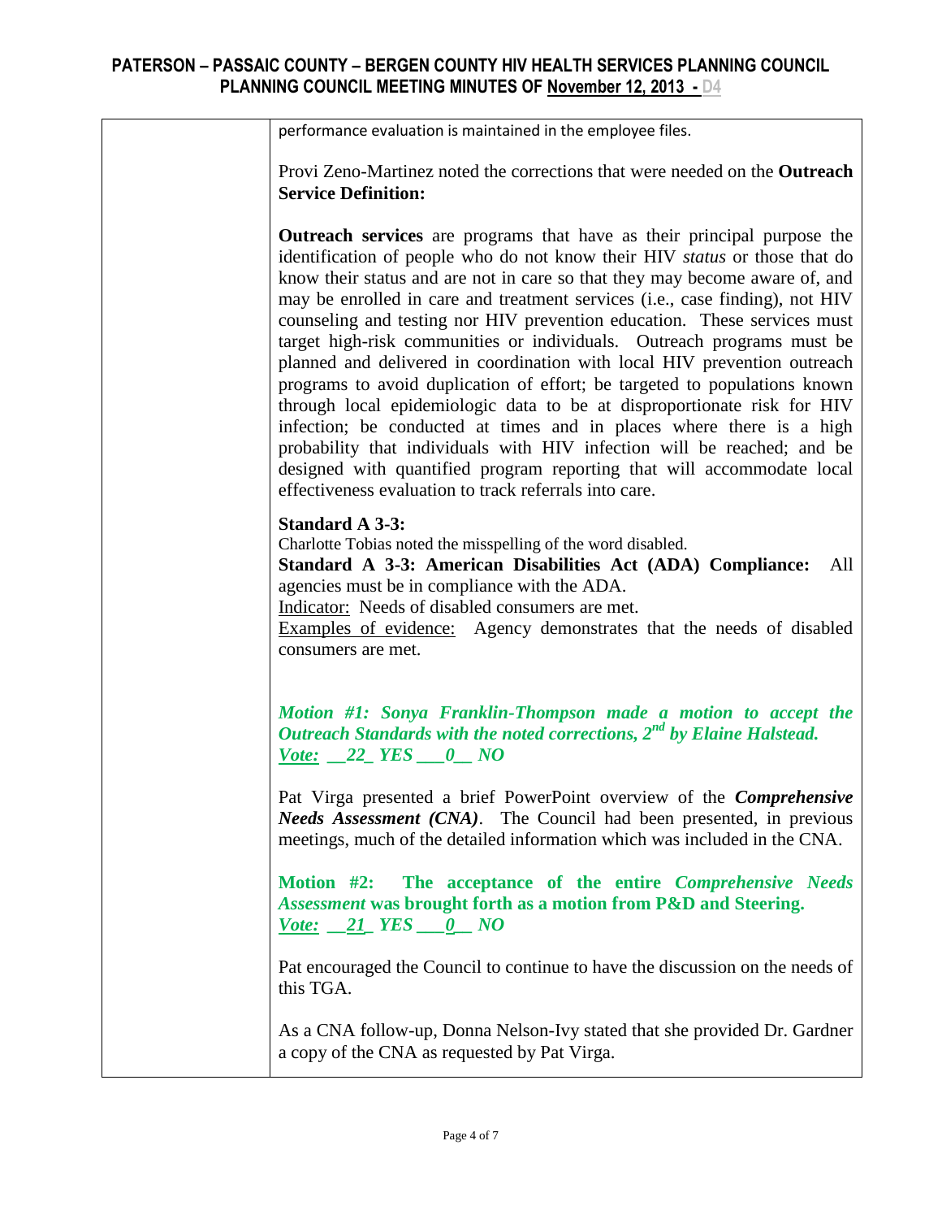performance evaluation is maintained in the employee files.

Provi Zeno-Martinez noted the corrections that were needed on the **Outreach Service Definition:**

**Outreach services** are programs that have as their principal purpose the identification of people who do not know their HIV *status* or those that do know their status and are not in care so that they may become aware of, and may be enrolled in care and treatment services (i.e., case finding), not HIV counseling and testing nor HIV prevention education. These services must target high-risk communities or individuals. Outreach programs must be planned and delivered in coordination with local HIV prevention outreach programs to avoid duplication of effort; be targeted to populations known through local epidemiologic data to be at disproportionate risk for HIV infection; be conducted at times and in places where there is a high probability that individuals with HIV infection will be reached; and be designed with quantified program reporting that will accommodate local effectiveness evaluation to track referrals into care.

**Standard A 3-3:**
Charlotte Tobias noted the misspelling of the word disabled.
**Standard A 3-3: American Disabilities Act (ADA) Compliance:** All agencies must be in compliance with the ADA.
Indicator: Needs of disabled consumers are met.
Examples of evidence: Agency demonstrates that the needs of disabled consumers are met.

***Motion #1: Sonya Franklin-Thompson made a motion to accept the Outreach Standards with the noted corrections, 2nd by Elaine Halstead.***
***Vote: __22_ YES ___0__ NO***

Pat Virga presented a brief PowerPoint overview of the ***Comprehensive Needs Assessment (CNA)***. The Council had been presented, in previous meetings, much of the detailed information which was included in the CNA.

**Motion #2: The acceptance of the entire *Comprehensive Needs Assessment* was brought forth as a motion from P&D and Steering.**
***Vote: __21_ YES ___0__ NO***

Pat encouraged the Council to continue to have the discussion on the needs of this TGA.

As a CNA follow-up, Donna Nelson-Ivy stated that she provided Dr. Gardner a copy of the CNA as requested by Pat Virga.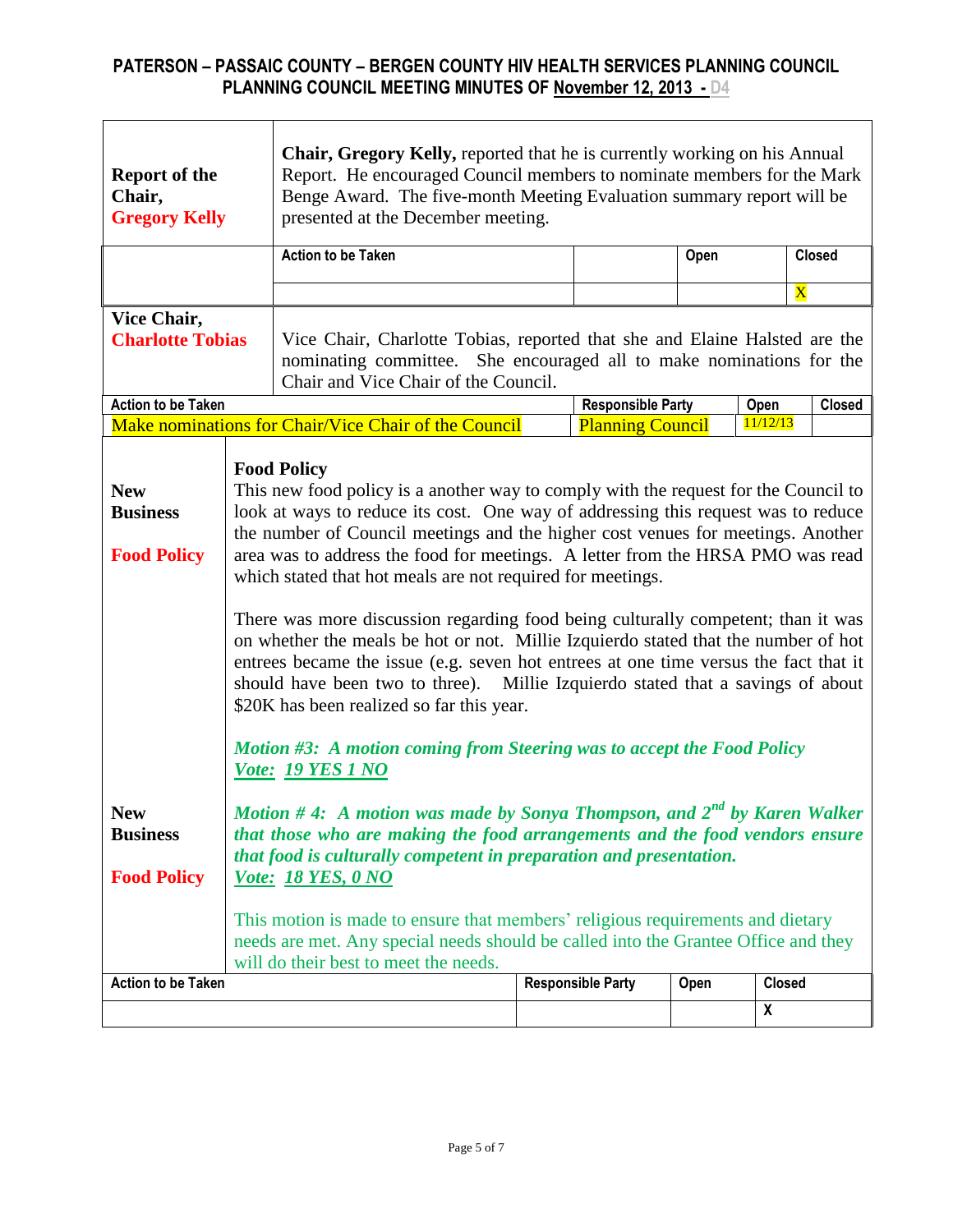# PATERSON – PASSAIC COUNTY – BERGEN COUNTY HIV HEALTH SERVICES PLANNING COUNCIL
## PLANNING COUNCIL MEETING MINUTES OF November 12, 2013 - D4

| | |
|---|---|
| **Report of the Chair, Gregory Kelly** | **Chair, Gregory Kelly,** reported that he is currently working on his Annual Report. He encouraged Council members to nominate members for the Mark Benge Award. The five-month Meeting Evaluation summary report will be presented at the December meeting. |

| Action to be Taken | | Open | Closed |
|---|---|---|---|
| | | | X |

| | |
|---|---|
| **Vice Chair, Charlotte Tobias** | Vice Chair, Charlotte Tobias, reported that she and Elaine Halsted are the nominating committee. She encouraged all to make nominations for the Chair and Vice Chair of the Council. |

| Action to be Taken | Responsible Party | Open | Closed |
|---|---|---|---|
| Make nominations for Chair/Vice Chair of the Council | Planning Council | 11/12/13 | |

**New Business**

**Food Policy**

**Food Policy**

This new food policy is a another way to comply with the request for the Council to look at ways to reduce its cost. One way of addressing this request was to reduce the number of Council meetings and the higher cost venues for meetings. Another area was to address the food for meetings. A letter from the HRSA PMO was read which stated that hot meals are not required for meetings.

There was more discussion regarding food being culturally competent; than it was on whether the meals be hot or not. Millie Izquierdo stated that the number of hot entrees became the issue (e.g. seven hot entrees at one time versus the fact that it should have been two to three). Millie Izquierdo stated that a savings of about \$20K has been realized so far this year.

***Motion #3: A motion coming from Steering was to accept the Food Policy***
***Vote: 19 YES 1 NO***

**New Business**

**Food Policy**

***Motion # 4: A motion was made by Sonya Thompson, and 2nd by Karen Walker that those who are making the food arrangements and the food vendors ensure that food is culturally competent in preparation and presentation.***
***Vote: 18 YES, 0 NO***

This motion is made to ensure that members' religious requirements and dietary needs are met. Any special needs should be called into the Grantee Office and they will do their best to meet the needs.

| Action to be Taken | Responsible Party | Open | Closed |
|---|---|---|---|
| | | | X |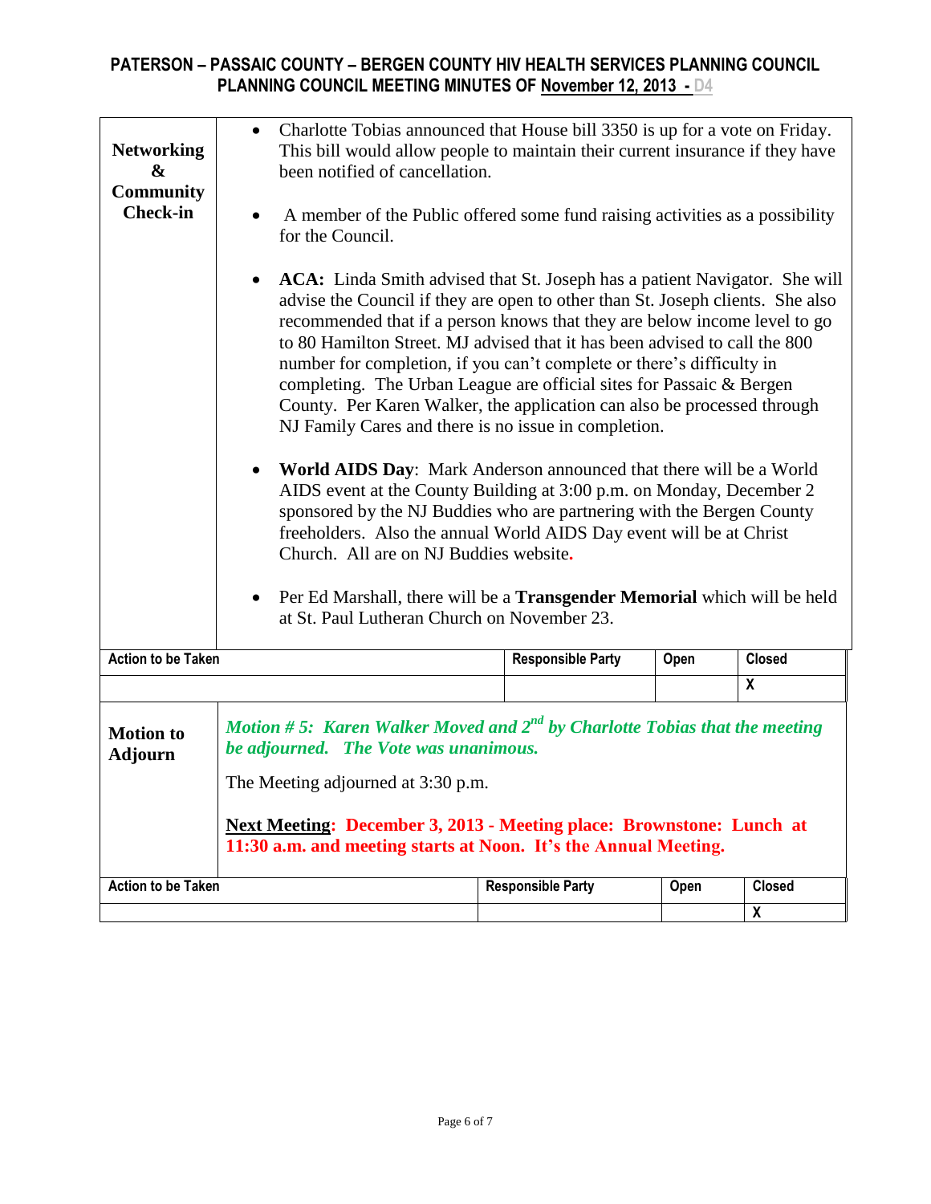| Networking & Community Check-in | <ul><li>Charlotte Tobias announced that House bill 3350 is up for a vote on Friday. This bill would allow people to maintain their current insurance if they have been notified of cancellation.</li><li>A member of the Public offered some fund raising activities as a possibility for the Council.</li><li>**ACA:** Linda Smith advised that St. Joseph has a patient Navigator. She will advise the Council if they are open to other than St. Joseph clients. She also recommended that if a person knows that they are below income level to go to 80 Hamilton Street. MJ advised that it has been advised to call the 800 number for completion, if you can't complete or there's difficulty in completing. The Urban League are official sites for Passaic & Bergen County. Per Karen Walker, the application can also be processed through NJ Family Cares and there is no issue in completion.</li><li>**World AIDS Day**: Mark Anderson announced that there will be a World AIDS event at the County Building at 3:00 p.m. on Monday, December 2 sponsored by the NJ Buddies who are partnering with the Bergen County freeholders. Also the annual World AIDS Day event will be at Christ Church. All are on NJ Buddies website.</li><li>Per Ed Marshall, there will be a **Transgender Memorial** which will be held at St. Paul Lutheran Church on November 23.</li></ul> |
|---|---|

| Action to be Taken | Responsible Party | Open | Closed |
|---|---|---|---|
| | | | X |

| Motion to Adjourn | ***Motion # 5: Karen Walker Moved and 2nd by Charlotte Tobias that the meeting be adjourned. The Vote was unanimous.***<br><br>The Meeting adjourned at 3:30 p.m.<br><br>**Next Meeting: December 3, 2013 - Meeting place: Brownstone: Lunch at 11:30 a.m. and meeting starts at Noon. It's the Annual Meeting.** |
|---|---|

| Action to be Taken | Responsible Party | Open | Closed |
|---|---|---|---|
| | | | X |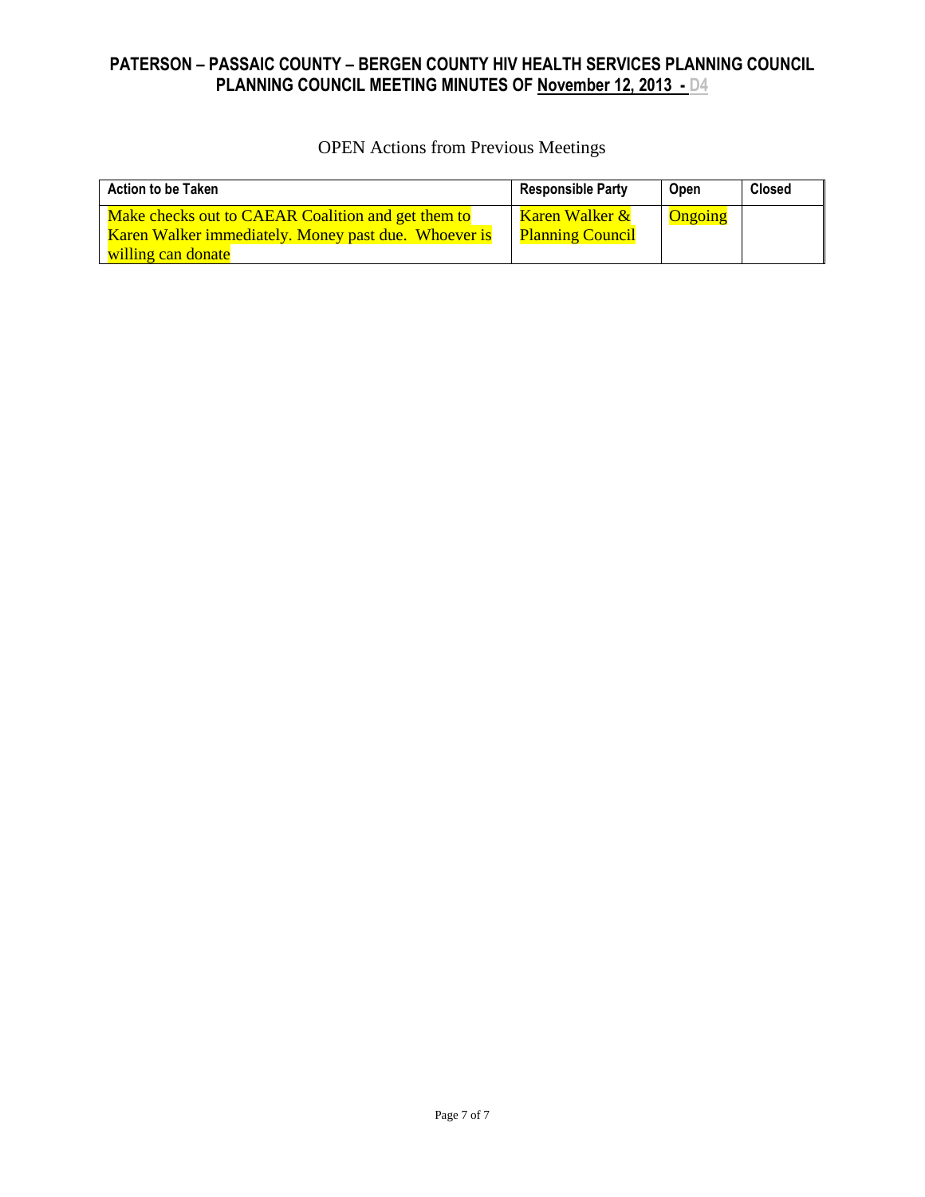# PATERSON – PASSAIC COUNTY – BERGEN COUNTY HIV HEALTH SERVICES PLANNING COUNCIL
## PLANNING COUNCIL MEETING MINUTES OF November 12, 2013 - D4

OPEN Actions from Previous Meetings

| Action to be Taken | Responsible Party | Open | Closed |
|---|---|---|---|
| Make checks out to CAEAR Coalition and get them to Karen Walker immediately. Money past due. Whoever is willing can donate | Karen Walker & Planning Council | Ongoing | |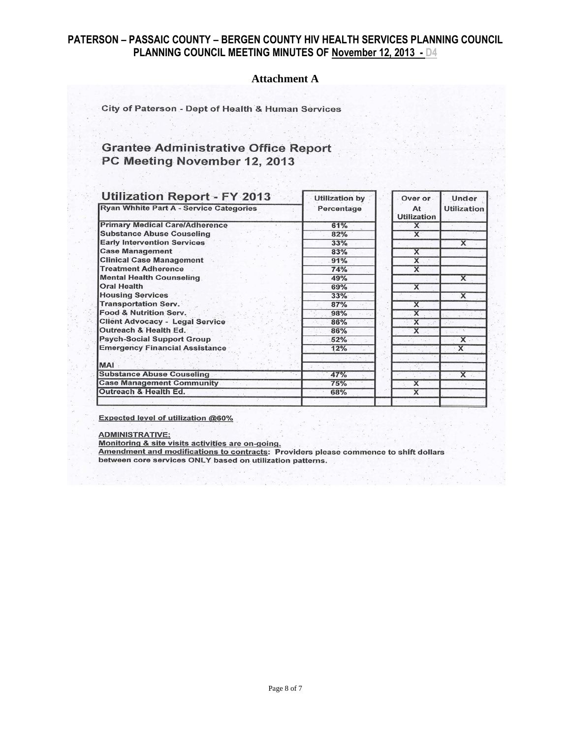# Attachment A

City of Paterson - Dept of Health & Human Services

## Grantee Administrative Office Report
## PC Meeting November 12, 2013

| Utilization Report - FY 2013<br>Ryan Whhite Part A - Service Categories | Utilization by Percentage | Over or At Utilization | Under Utilization |
|---|---|---|---|
| Primary Medical Care/Adherence | 61% | X | |
| Substance Abuse Couseling | 82% | X | |
| Early Intervention Services | 33% | | X |
| Case Management | 83% | X | |
| Clinical Case Management | 91% | X | |
| Treatment Adherence | 74% | X | |
| Mental Health Counseling | 49% | | X |
| Oral Health | 69% | X | |
| Housing Services | 33% | | X |
| Transportation Serv. | 87% | X | |
| Food & Nutrition Serv. | 98% | X | |
| Client Advocacy - Legal Service | 86% | X | |
| Outreach & Health Ed. | 86% | X | |
| Psych-Social Support Group | 52% | | X |
| Emergency Financial Assistance | 12% | | X |
| | | | |
| MAI | | | |
| Substance Abuse Couseling | 47% | | X |
| Case Management Community | 75% | X | |
| Outreach & Health Ed. | 68% | X | |

Expected level of utilization @60%

**ADMINISTRATIVE:**

Monitoring & site visits activities are on-going.

**Amendment and modifications to contracts**: Providers please commence to shift dollars between core services ONLY based on utilization patterns.